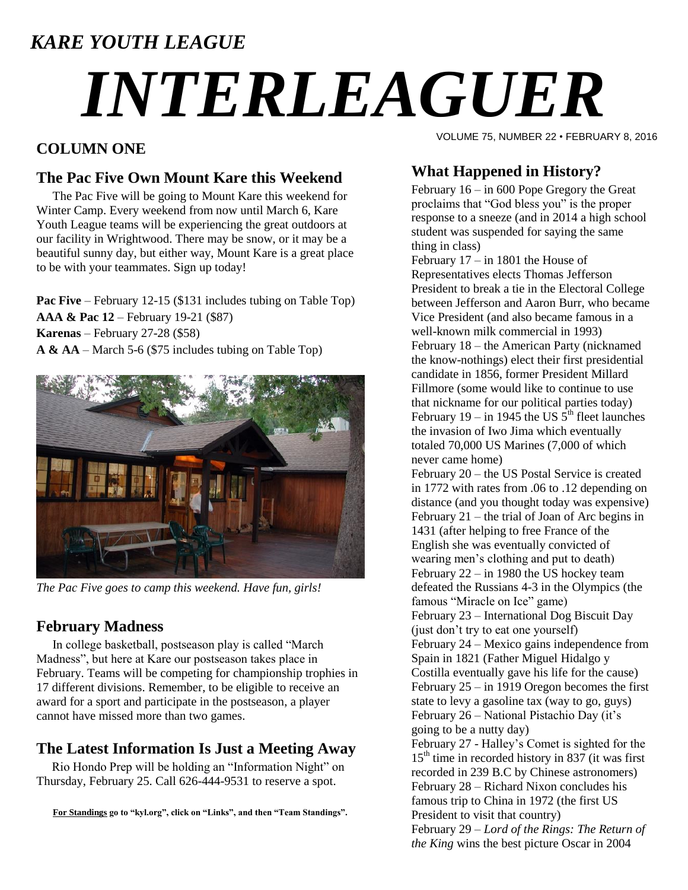*KARE YOUTH LEAGUE*

# *INTERLEAGUER*

VOLUME 75, NUMBER 22 • FEBRUARY 8, 2016

## COLUMN ONE

### The Pac Five Own Mount Kare this Weekend

The Pac Five will be going to Mount Kare this weekend for Winter Camp. Every weekend from now until March 6, Kare Youth League teams will be experiencing the great outdoors at our facility in Wrightwood. There may be snow, or it may be a beautiful sunny day, but either way, Mount Kare is a great place to be with your teammates. Sign up today!

**Pac Five** – February 12-15 ($131 includes tubing on Table Top)
**AAA & Pac 12** – February 19-21 ($87)
**Karenas** – February 27-28 ($58)
**A & AA** – March 5-6 ($75 includes tubing on Table Top)

*The Pac Five goes to camp this weekend. Have fun, girls!*

### February Madness

In college basketball, postseason play is called "March Madness", but here at Kare our postseason takes place in February. Teams will be competing for championship trophies in 17 different divisions. Remember, to be eligible to receive an award for a sport and participate in the postseason, a player cannot have missed more than two games.

### The Latest Information Is Just a Meeting Away

Rio Hondo Prep will be holding an "Information Night" on Thursday, February 25. Call 626-444-9531 to reserve a spot.

**For Standings go to "kyl.org", click on "Links", and then "Team Standings".**

### What Happened in History?

February 16 – in 600 Pope Gregory the Great proclaims that "God bless you" is the proper response to a sneeze (and in 2014 a high school student was suspended for saying the same thing in class)
February 17 – in 1801 the House of Representatives elects Thomas Jefferson President to break a tie in the Electoral College between Jefferson and Aaron Burr, who became Vice President (and also became famous in a well-known milk commercial in 1993)
February 18 – the American Party (nicknamed the know-nothings) elect their first presidential candidate in 1856, former President Millard Fillmore (some would like to continue to use that nickname for our political parties today)
February 19 – in 1945 the US 5th fleet launches the invasion of Iwo Jima which eventually totaled 70,000 US Marines (7,000 of which never came home)
February 20 – the US Postal Service is created in 1772 with rates from .06 to .12 depending on distance (and you thought today was expensive)
February 21 – the trial of Joan of Arc begins in 1431 (after helping to free France of the English she was eventually convicted of wearing men's clothing and put to death)
February 22 – in 1980 the US hockey team defeated the Russians 4-3 in the Olympics (the famous "Miracle on Ice" game)
February 23 – International Dog Biscuit Day (just don't try to eat one yourself)
February 24 – Mexico gains independence from Spain in 1821 (Father Miguel Hidalgo y Costilla eventually gave his life for the cause)
February 25 – in 1919 Oregon becomes the first state to levy a gasoline tax (way to go, guys)
February 26 – National Pistachio Day (it's going to be a nutty day)
February 27 - Halley's Comet is sighted for the 15th time in recorded history in 837 (it was first recorded in 239 B.C by Chinese astronomers)
February 28 – Richard Nixon concludes his famous trip to China in 1972 (the first US President to visit that country)
February 29 – *Lord of the Rings: The Return of the King* wins the best picture Oscar in 2004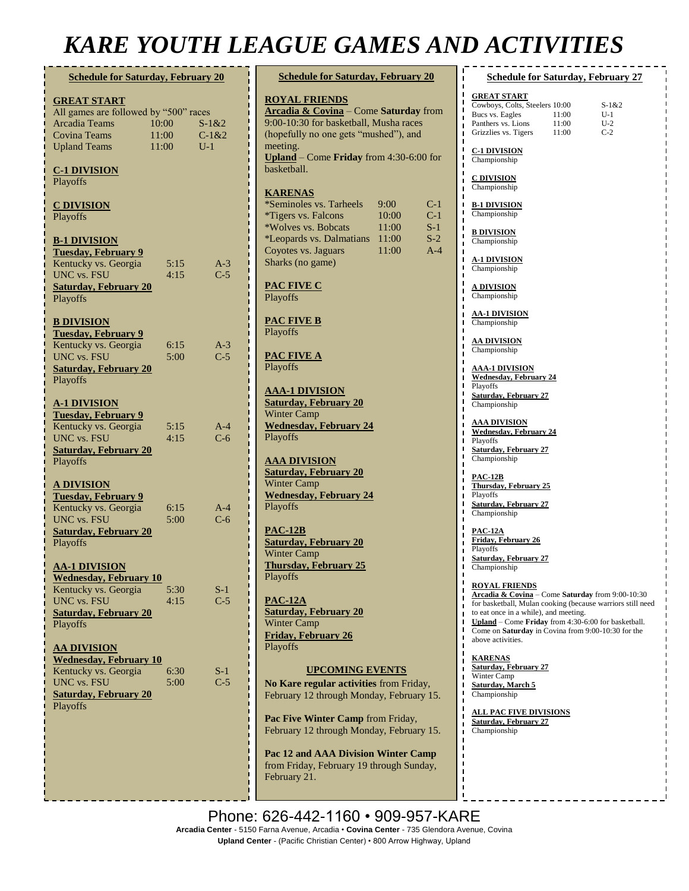# KARE YOUTH LEAGUE GAMES AND ACTIVITIES

## Schedule for Saturday, February 20

**GREAT START**

All games are followed by "500" races

| | | |
|---|---|---|
| Arcadia Teams | 10:00 | S-1&2 |
| Covina Teams | 11:00 | C-1&2 |
| Upland Teams | 11:00 | U-1 |

**C-1 DIVISION**

Playoffs

**C DIVISION**

Playoffs

**B-1 DIVISION**

**Tuesday, February 9**

| | | |
|---|---|---|
| Kentucky vs. Georgia | 5:15 | A-3 |
| UNC vs. FSU | 4:15 | C-5 |

**Saturday, February 20**

Playoffs

**B DIVISION**

**Tuesday, February 9**

| | | |
|---|---|---|
| Kentucky vs. Georgia | 6:15 | A-3 |
| UNC vs. FSU | 5:00 | C-5 |

**Saturday, February 20**

Playoffs

**A-1 DIVISION**

**Tuesday, February 9**

| | | |
|---|---|---|
| Kentucky vs. Georgia | 5:15 | A-4 |
| UNC vs. FSU | 4:15 | C-6 |

**Saturday, February 20**

Playoffs

**A DIVISION**

**Tuesday, February 9**

| | | |
|---|---|---|
| Kentucky vs. Georgia | 6:15 | A-4 |
| UNC vs. FSU | 5:00 | C-6 |

**Saturday, February 20**

Playoffs

**AA-1 DIVISION**

**Wednesday, February 10**

| | | |
|---|---|---|
| Kentucky vs. Georgia | 5:30 | S-1 |
| UNC vs. FSU | 4:15 | C-5 |

**Saturday, February 20**

Playoffs

**AA DIVISION**

**Wednesday, February 10**

| | | |
|---|---|---|
| Kentucky vs. Georgia | 6:30 | S-1 |
| UNC vs. FSU | 5:00 | C-5 |

**Saturday, February 20**

Playoffs

## Schedule for Saturday, February 20

**ROYAL FRIENDS**

**Arcadia & Covina** – Come **Saturday** from 9:00-10:30 for basketball, Musha races (hopefully no one gets "mushed"), and meeting.

**Upland** – Come **Friday** from 4:30-6:00 for basketball.

**KARENAS**

| | | |
|---|---|---|
| *Seminoles vs. Tarheels | 9:00 | C-1 |
| *Tigers vs. Falcons | 10:00 | C-1 |
| *Wolves vs. Bobcats | 11:00 | S-1 |
| *Leopards vs. Dalmatians | 11:00 | S-2 |
| Coyotes vs. Jaguars | 11:00 | A-4 |
| Sharks (no game) | | |

**PAC FIVE C**

Playoffs

**PAC FIVE B**

Playoffs

**PAC FIVE A**

Playoffs

**AAA-1 DIVISION**

**Saturday, February 20**

Winter Camp

**Wednesday, February 24**

Playoffs

**AAA DIVISION**

**Saturday, February 20**

Winter Camp

**Wednesday, February 24**

Playoffs

**PAC-12B**

**Saturday, February 20**

Winter Camp

**Thursday, February 25**

Playoffs

**PAC-12A**

**Saturday, February 20**

Winter Camp

**Friday, February 26**

Playoffs

**UPCOMING EVENTS**

**No Kare regular activities** from Friday, February 12 through Monday, February 15.

**Pac Five Winter Camp** from Friday, February 12 through Monday, February 15.

**Pac 12 and AAA Division Winter Camp** from Friday, February 19 through Sunday, February 21.

## Schedule for Saturday, February 27

**GREAT START**

| | | |
|---|---|---|
| Cowboys, Colts, Steelers | 10:00 | S-1&2 |
| Bucs vs. Eagles | 11:00 | U-1 |
| Panthers vs. Lions | 11:00 | U-2 |
| Grizzlies vs. Tigers | 11:00 | C-2 |

**C-1 DIVISION**

Championship

**C DIVISION**

Championship

**B-1 DIVISION**

Championship

**B DIVISION**

Championship

**A-1 DIVISION**

Championship

**A DIVISION**

Championship

**AA-1 DIVISION**

Championship

**AA DIVISION**

Championship

**AAA-1 DIVISION**

**Wednesday, February 24**

Playoffs

**Saturday, February 27**

Championship

**AAA DIVISION**

**Wednesday, February 24**

Playoffs

**Saturday, February 27**

Championship

**PAC-12B**

**Thursday, February 25**

Playoffs

**Saturday, February 27**

Championship

**PAC-12A**

**Friday, February 26**

Playoffs

**Saturday, February 27**

Championship

**ROYAL FRIENDS**

**Arcadia & Covina** – Come **Saturday** from 9:00-10:30 for basketball, Mulan cooking (because warriors still need to eat once in a while), and meeting.

**Upland** – Come **Friday** from 4:30-6:00 for basketball. Come on **Saturday** in Covina from 9:00-10:30 for the above activities.

**KARENAS**

**Saturday, February 27**

Winter Camp

**Saturday, March 5**

Championship

**ALL PAC FIVE DIVISIONS**

**Saturday, February 27**

Championship

Phone: 626-442-1160 • 909-957-KARE

**Arcadia Center** - 5150 Farna Avenue, Arcadia • **Covina Center** - 735 Glendora Avenue, Covina

**Upland Center** - (Pacific Christian Center) • 800 Arrow Highway, Upland